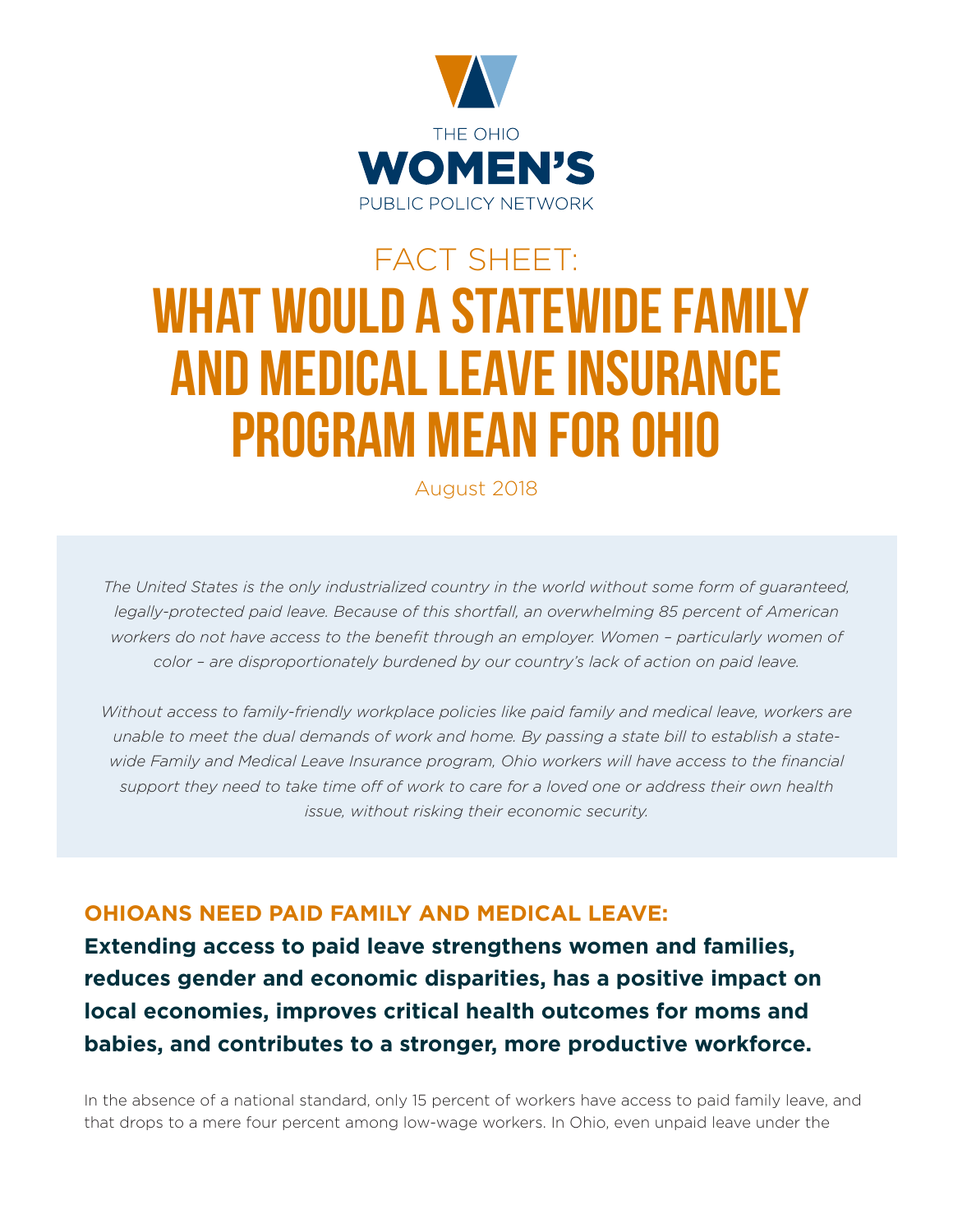THE OHIO

**WOMEN'S**

PUBLIC POLICY NETWORK

FACT SHEET:

# WHAT WOULD A STATEWIDE FAMILY AND MEDICAL LEAVE INSURANCE PROGRAM MEAN FOR OHIO

August 2018

*The United States is the only industrialized country in the world without some form of guaranteed, legally-protected paid leave. Because of this shortfall, an overwhelming 85 percent of American workers do not have access to the benefit through an employer. Women – particularly women of color – are disproportionately burdened by our country's lack of action on paid leave.*

*Without access to family-friendly workplace policies like paid family and medical leave, workers are unable to meet the dual demands of work and home. By passing a state bill to establish a statewide Family and Medical Leave Insurance program, Ohio workers will have access to the financial support they need to take time off of work to care for a loved one or address their own health issue, without risking their economic security.*

## OHIOANS NEED PAID FAMILY AND MEDICAL LEAVE:

**Extending access to paid leave strengthens women and families, reduces gender and economic disparities, has a positive impact on local economies, improves critical health outcomes for moms and babies, and contributes to a stronger, more productive workforce.**

In the absence of a national standard, only 15 percent of workers have access to paid family leave, and that drops to a mere four percent among low-wage workers. In Ohio, even unpaid leave under the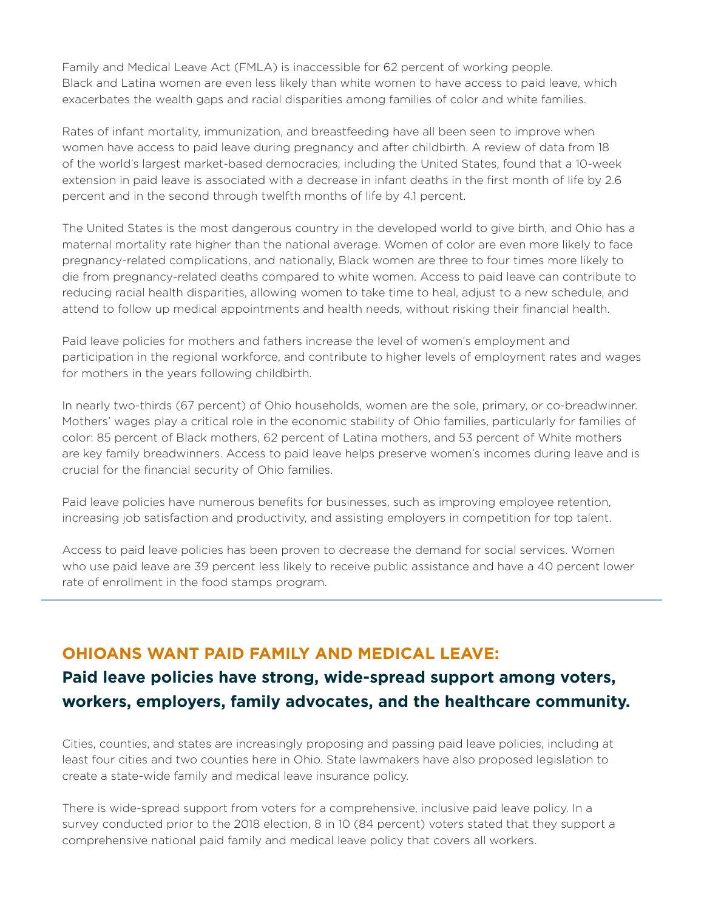Family and Medical Leave Act (FMLA) is inaccessible for 62 percent of working people. Black and Latina women are even less likely than white women to have access to paid leave, which exacerbates the wealth gaps and racial disparities among families of color and white families.

Rates of infant mortality, immunization, and breastfeeding have all been seen to improve when women have access to paid leave during pregnancy and after childbirth. A review of data from 18 of the world's largest market-based democracies, including the United States, found that a 10-week extension in paid leave is associated with a decrease in infant deaths in the first month of life by 2.6 percent and in the second through twelfth months of life by 4.1 percent.

The United States is the most dangerous country in the developed world to give birth, and Ohio has a maternal mortality rate higher than the national average. Women of color are even more likely to face pregnancy-related complications, and nationally, Black women are three to four times more likely to die from pregnancy-related deaths compared to white women. Access to paid leave can contribute to reducing racial health disparities, allowing women to take time to heal, adjust to a new schedule, and attend to follow up medical appointments and health needs, without risking their financial health.

Paid leave policies for mothers and fathers increase the level of women's employment and participation in the regional workforce, and contribute to higher levels of employment rates and wages for mothers in the years following childbirth.

In nearly two-thirds (67 percent) of Ohio households, women are the sole, primary, or co-breadwinner. Mothers' wages play a critical role in the economic stability of Ohio families, particularly for families of color: 85 percent of Black mothers, 62 percent of Latina mothers, and 53 percent of White mothers are key family breadwinners. Access to paid leave helps preserve women's incomes during leave and is crucial for the financial security of Ohio families.

Paid leave policies have numerous benefits for businesses, such as improving employee retention, increasing job satisfaction and productivity, and assisting employers in competition for top talent.

Access to paid leave policies has been proven to decrease the demand for social services. Women who use paid leave are 39 percent less likely to receive public assistance and have a 40 percent lower rate of enrollment in the food stamps program.

---

## OHIOANS WANT PAID FAMILY AND MEDICAL LEAVE:

### Paid leave policies have strong, wide-spread support among voters, workers, employers, family advocates, and the healthcare community.

Cities, counties, and states are increasingly proposing and passing paid leave policies, including at least four cities and two counties here in Ohio. State lawmakers have also proposed legislation to create a state-wide family and medical leave insurance policy.

There is wide-spread support from voters for a comprehensive, inclusive paid leave policy. In a survey conducted prior to the 2018 election, 8 in 10 (84 percent) voters stated that they support a comprehensive national paid family and medical leave policy that covers all workers.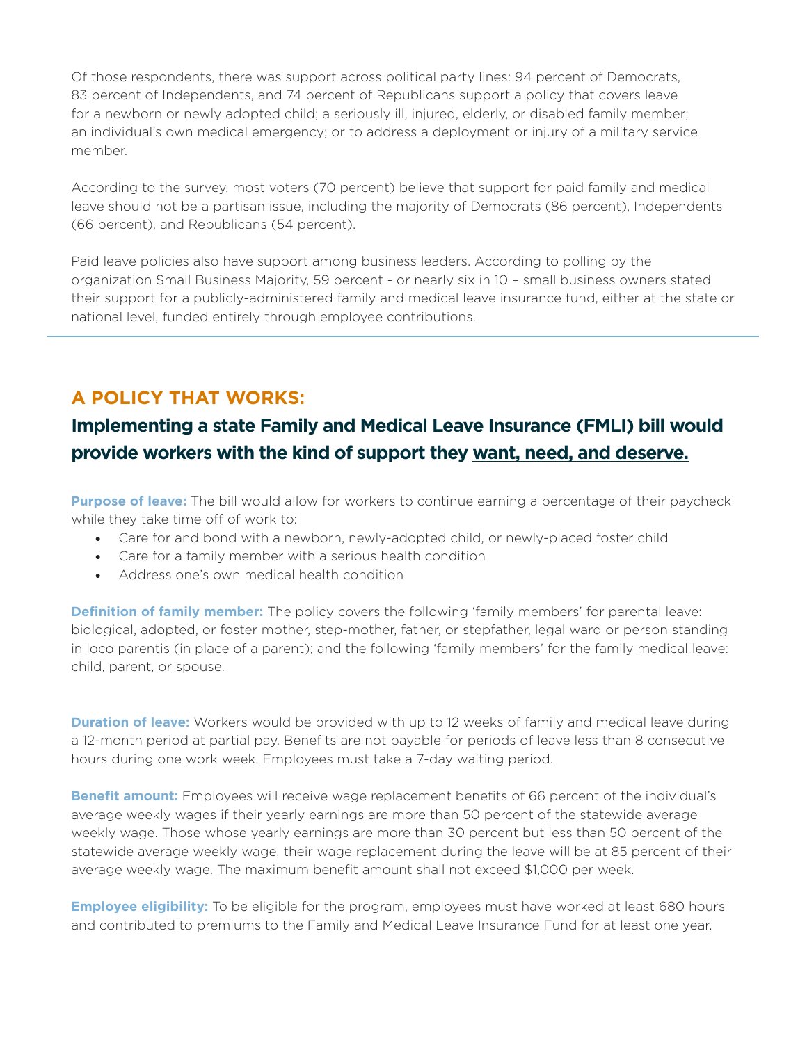Of those respondents, there was support across political party lines: 94 percent of Democrats, 83 percent of Independents, and 74 percent of Republicans support a policy that covers leave for a newborn or newly adopted child; a seriously ill, injured, elderly, or disabled family member; an individual's own medical emergency; or to address a deployment or injury of a military service member.

According to the survey, most voters (70 percent) believe that support for paid family and medical leave should not be a partisan issue, including the majority of Democrats (86 percent), Independents (66 percent), and Republicans (54 percent).

Paid leave policies also have support among business leaders. According to polling by the organization Small Business Majority, 59 percent - or nearly six in 10 – small business owners stated their support for a publicly-administered family and medical leave insurance fund, either at the state or national level, funded entirely through employee contributions.

---

## A POLICY THAT WORKS:

### Implementing a state Family and Medical Leave Insurance (FMLI) bill would provide workers with the kind of support they want, need, and deserve.

**Purpose of leave:** The bill would allow for workers to continue earning a percentage of their paycheck while they take time off of work to:

- Care for and bond with a newborn, newly-adopted child, or newly-placed foster child
- Care for a family member with a serious health condition
- Address one's own medical health condition

**Definition of family member:** The policy covers the following 'family members' for parental leave: biological, adopted, or foster mother, step-mother, father, or stepfather, legal ward or person standing in loco parentis (in place of a parent); and the following 'family members' for the family medical leave: child, parent, or spouse.

**Duration of leave:** Workers would be provided with up to 12 weeks of family and medical leave during a 12-month period at partial pay. Benefits are not payable for periods of leave less than 8 consecutive hours during one work week. Employees must take a 7-day waiting period.

**Benefit amount:** Employees will receive wage replacement benefits of 66 percent of the individual's average weekly wages if their yearly earnings are more than 50 percent of the statewide average weekly wage. Those whose yearly earnings are more than 30 percent but less than 50 percent of the statewide average weekly wage, their wage replacement during the leave will be at 85 percent of their average weekly wage. The maximum benefit amount shall not exceed $1,000 per week.

**Employee eligibility:** To be eligible for the program, employees must have worked at least 680 hours and contributed to premiums to the Family and Medical Leave Insurance Fund for at least one year.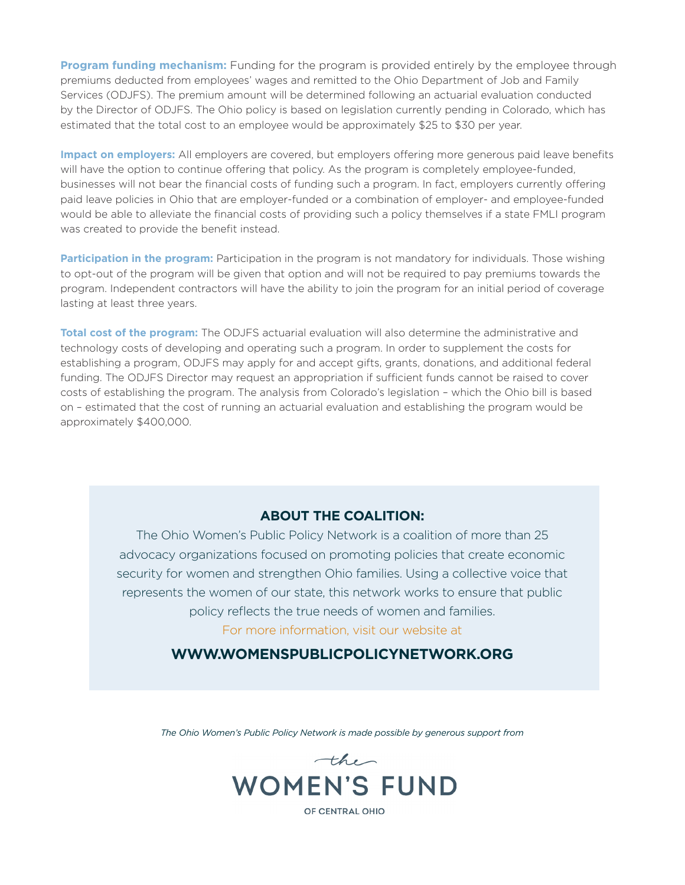**Program funding mechanism:** Funding for the program is provided entirely by the employee through premiums deducted from employees' wages and remitted to the Ohio Department of Job and Family Services (ODJFS). The premium amount will be determined following an actuarial evaluation conducted by the Director of ODJFS. The Ohio policy is based on legislation currently pending in Colorado, which has estimated that the total cost to an employee would be approximately $25 to $30 per year.

**Impact on employers:** All employers are covered, but employers offering more generous paid leave benefits will have the option to continue offering that policy. As the program is completely employee-funded, businesses will not bear the financial costs of funding such a program. In fact, employers currently offering paid leave policies in Ohio that are employer-funded or a combination of employer- and employee-funded would be able to alleviate the financial costs of providing such a policy themselves if a state FMLI program was created to provide the benefit instead.

**Participation in the program:** Participation in the program is not mandatory for individuals. Those wishing to opt-out of the program will be given that option and will not be required to pay premiums towards the program. Independent contractors will have the ability to join the program for an initial period of coverage lasting at least three years.

**Total cost of the program:** The ODJFS actuarial evaluation will also determine the administrative and technology costs of developing and operating such a program. In order to supplement the costs for establishing a program, ODJFS may apply for and accept gifts, grants, donations, and additional federal funding. The ODJFS Director may request an appropriation if sufficient funds cannot be raised to cover costs of establishing the program. The analysis from Colorado's legislation – which the Ohio bill is based on – estimated that the cost of running an actuarial evaluation and establishing the program would be approximately $400,000.

## ABOUT THE COALITION:

The Ohio Women's Public Policy Network is a coalition of more than 25 advocacy organizations focused on promoting policies that create economic security for women and strengthen Ohio families. Using a collective voice that represents the women of our state, this network works to ensure that public policy reflects the true needs of women and families.

For more information, visit our website at

**WWW.WOMENSPUBLICPOLICYNETWORK.ORG**

*The Ohio Women's Public Policy Network is made possible by generous support from*

the WOMEN'S FUND OF CENTRAL OHIO